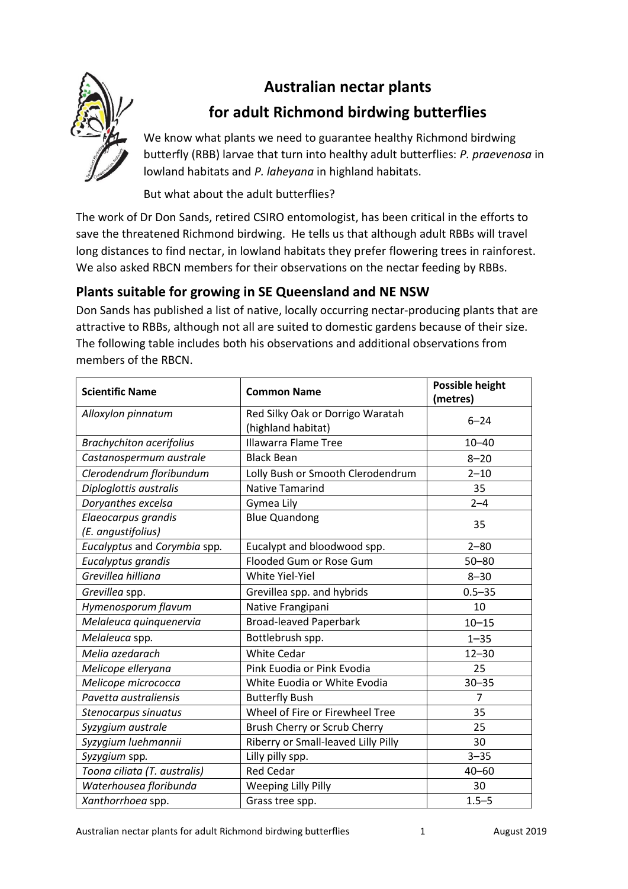# Australian nectar plants for adult Richmond birdwing butterflies

We know what plants we need to guarantee healthy Richmond birdwing butterfly (RBB) larvae that turn into healthy adult butterflies: *P. praevenosa* in lowland habitats and *P. laheyana* in highland habitats.

But what about the adult butterflies?

The work of Dr Don Sands, retired CSIRO entomologist, has been critical in the efforts to save the threatened Richmond birdwing. He tells us that although adult RBBs will travel long distances to find nectar, in lowland habitats they prefer flowering trees in rainforest. We also asked RBCN members for their observations on the nectar feeding by RBBs.

## Plants suitable for growing in SE Queensland and NE NSW

Don Sands has published a list of native, locally occurring nectar-producing plants that are attractive to RBBs, although not all are suited to domestic gardens because of their size. The following table includes both his observations and additional observations from members of the RBCN.

| Scientific Name | Common Name | Possible height (metres) |
| --- | --- | --- |
| *Alloxylon pinnatum* | Red Silky Oak or Dorrigo Waratah (highland habitat) | 6–24 |
| *Brachychiton acerifolius* | Illawarra Flame Tree | 10–40 |
| *Castanospermum australe* | Black Bean | 8–20 |
| *Clerodendrum floribundum* | Lolly Bush or Smooth Clerodendrum | 2–10 |
| *Diploglottis australis* | Native Tamarind | 35 |
| *Doryanthes excelsa* | Gymea Lily | 2–4 |
| *Elaeocarpus grandis* (*E. angustifolius*) | Blue Quandong | 35 |
| *Eucalyptus* and *Corymbia* spp. | Eucalypt and bloodwood spp. | 2–80 |
| *Eucalyptus grandis* | Flooded Gum or Rose Gum | 50–80 |
| *Grevillea hilliana* | White Yiel-Yiel | 8–30 |
| *Grevillea* spp. | Grevillea spp. and hybrids | 0.5–35 |
| *Hymenosporum flavum* | Native Frangipani | 10 |
| *Melaleuca quinquenervia* | Broad-leaved Paperbark | 10–15 |
| *Melaleuca* spp. | Bottlebrush spp. | 1–35 |
| *Melia azedarach* | White Cedar | 12–30 |
| *Melicope elleryana* | Pink Euodia or Pink Evodia | 25 |
| *Melicope micrococca* | White Euodia or White Evodia | 30–35 |
| *Pavetta australiensis* | Butterfly Bush | 7 |
| *Stenocarpus sinuatus* | Wheel of Fire or Firewheel Tree | 35 |
| *Syzygium australe* | Brush Cherry or Scrub Cherry | 25 |
| *Syzygium luehmannii* | Riberry or Small-leaved Lilly Pilly | 30 |
| *Syzygium* spp. | Lilly pilly spp. | 3–35 |
| *Toona ciliata* (*T. australis*) | Red Cedar | 40–60 |
| *Waterhousea floribunda* | Weeping Lilly Pilly | 30 |
| *Xanthorrhoea* spp. | Grass tree spp. | 1.5–5 |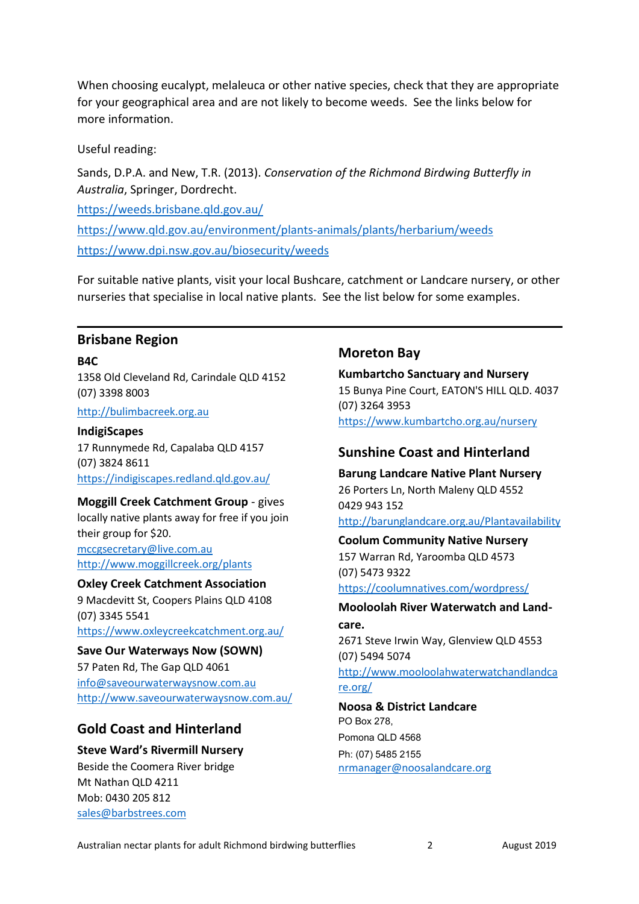When choosing eucalypt, melaleuca or other native species, check that they are appropriate for your geographical area and are not likely to become weeds. See the links below for more information.

Useful reading:

Sands, D.P.A. and New, T.R. (2013). *Conservation of the Richmond Birdwing Butterfly in Australia*, Springer, Dordrecht.

https://weeds.brisbane.qld.gov.au/

https://www.qld.gov.au/environment/plants-animals/plants/herbarium/weeds

https://www.dpi.nsw.gov.au/biosecurity/weeds

For suitable native plants, visit your local Bushcare, catchment or Landcare nursery, or other nurseries that specialise in local native plants. See the list below for some examples.

---

## Brisbane Region

**B4C**
1358 Old Cleveland Rd, Carindale QLD 4152
(07) 3398 8003
http://bulimbacreek.org.au

**IndigiScapes**
17 Runnymede Rd, Capalaba QLD 4157
(07) 3824 8611
https://indigiscapes.redland.qld.gov.au/

**Moggill Creek Catchment Group** - gives locally native plants away for free if you join their group for $20.
mccgsecretary@live.com.au
http://www.moggillcreek.org/plants

**Oxley Creek Catchment Association**
9 Macdevitt St, Coopers Plains QLD 4108
(07) 3345 5541
https://www.oxleycreekcatchment.org.au/

**Save Our Waterways Now (SOWN)**
57 Paten Rd, The Gap QLD 4061
info@saveourwaterwaysnow.com.au
http://www.saveourwaterwaysnow.com.au/

## Gold Coast and Hinterland

**Steve Ward's Rivermill Nursery**
Beside the Coomera River bridge
Mt Nathan QLD 4211
Mob: 0430 205 812
sales@barbstrees.com

## Moreton Bay

**Kumbartcho Sanctuary and Nursery**
15 Bunya Pine Court, EATON'S HILL QLD. 4037
(07) 3264 3953
https://www.kumbartcho.org.au/nursery

## Sunshine Coast and Hinterland

**Barung Landcare Native Plant Nursery**
26 Porters Ln, North Maleny QLD 4552
0429 943 152
http://barunglandcare.org.au/Plantavailability

**Coolum Community Native Nursery**
157 Warran Rd, Yaroomba QLD 4573
(07) 5473 9322
https://coolumnatives.com/wordpress/

**Mooloolah River Waterwatch and Land-care.**
2671 Steve Irwin Way, Glenview QLD 4553
(07) 5494 5074
http://www.mooloolahwaterwatchandlandcare.org/

**Noosa & District Landcare**
PO Box 278,
Pomona QLD 4568
Ph: (07) 5485 2155
nrmanager@noosalandcare.org